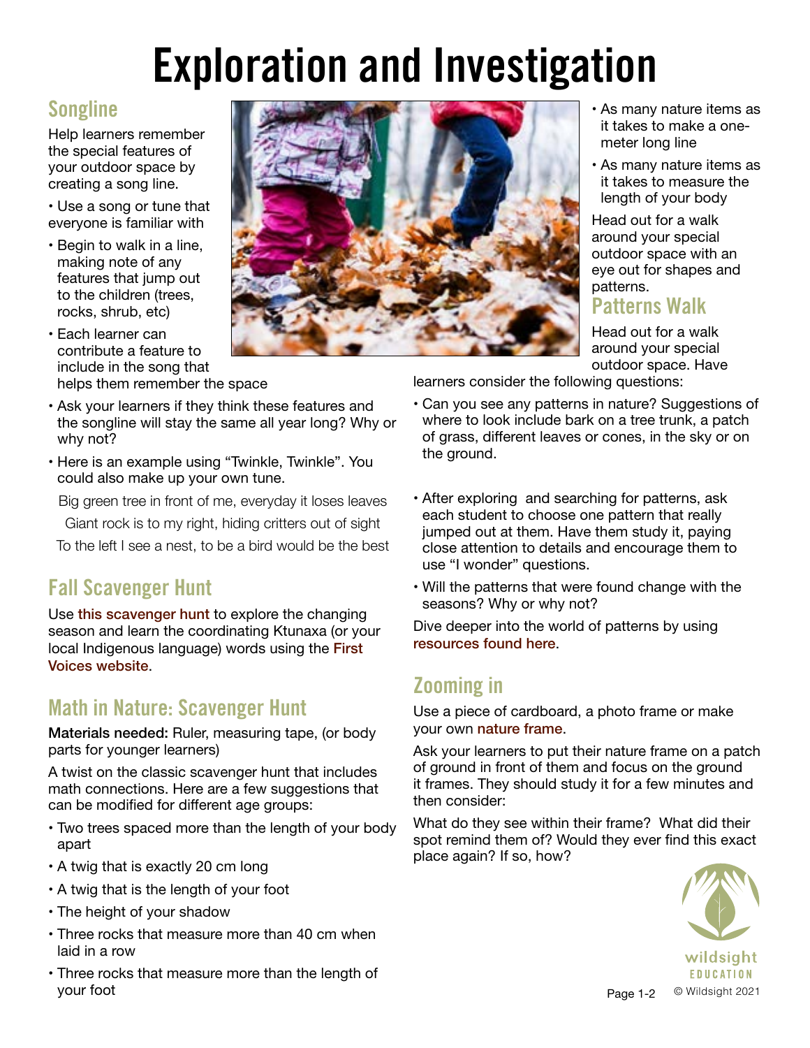# Exploration and Investigation

## Songline

Help learners remember the special features of your outdoor space by creating a song line.

- Use a song or tune that everyone is familiar with
- Begin to walk in a line, making note of any features that jump out to the children (trees, rocks, shrub, etc)
- Each learner can contribute a feature to include in the song that helps them remember the space
- Ask your learners if they think these features and the songline will stay the same all year long? Why or why not?
- Here is an example using "Twinkle, Twinkle". You could also make up your own tune.

Big green tree in front of me, everyday it loses leaves

Giant rock is to my right, hiding critters out of sight

To the left I see a nest, to be a bird would be the best

## Fall Scavenger Hunt

Use this scavenger hunt to explore the changing season and learn the coordinating Ktunaxa (or your local Indigenous language) words using the First Voices website.

## Math in Nature: Scavenger Hunt

**Materials needed:** Ruler, measuring tape, (or body parts for younger learners)

A twist on the classic scavenger hunt that includes math connections. Here are a few suggestions that can be modified for different age groups:

- Two trees spaced more than the length of your body apart
- A twig that is exactly 20 cm long
- A twig that is the length of your foot
- The height of your shadow
- Three rocks that measure more than 40 cm when laid in a row
- Three rocks that measure more than the length of your foot
- As many nature items as it takes to make a one-meter long line
- As many nature items as it takes to measure the length of your body

Head out for a walk around your special outdoor space with an eye out for shapes and patterns.

## Patterns Walk

Head out for a walk around your special outdoor space. Have learners consider the following questions:

- Can you see any patterns in nature? Suggestions of where to look include bark on a tree trunk, a patch of grass, different leaves or cones, in the sky or on the ground.
- After exploring and searching for patterns, ask each student to choose one pattern that really jumped out at them. Have them study it, paying close attention to details and encourage them to use "I wonder" questions.
- Will the patterns that were found change with the seasons? Why or why not?

Dive deeper into the world of patterns by using resources found here.

## Zooming in

Use a piece of cardboard, a photo frame or make your own nature frame.

Ask your learners to put their nature frame on a patch of ground in front of them and focus on the ground it frames. They should study it for a few minutes and then consider:

What do they see within their frame? What did their spot remind them of? Would they ever find this exact place again? If so, how?

wildsight EDUCATION

© Wildsight 2021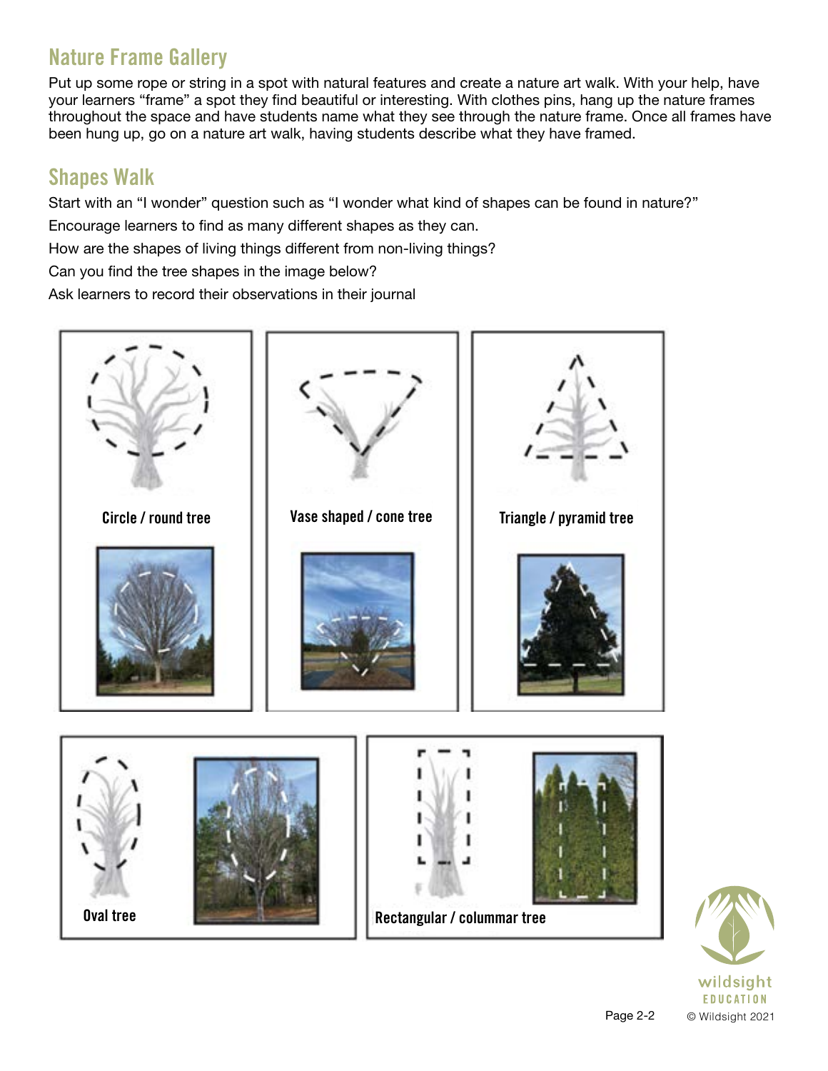## Nature Frame Gallery

Put up some rope or string in a spot with natural features and create a nature art walk. With your help, have your learners “frame” a spot they find beautiful or interesting. With clothes pins, hang up the nature frames throughout the space and have students name what they see through the nature frame. Once all frames have been hung up, go on a nature art walk, having students describe what they have framed.

## Shapes Walk

Start with an “I wonder” question such as “I wonder what kind of shapes can be found in nature?”

Encourage learners to find as many different shapes as they can.

How are the shapes of living things different from non-living things?

Can you find the tree shapes in the image below?

Ask learners to record their observations in their journal

Circle / round tree

Vase shaped / cone tree

Triangle / pyramid tree

Oval tree

Rectangular / colummar tree

wildsight EDUCATION

© Wildsight 2021